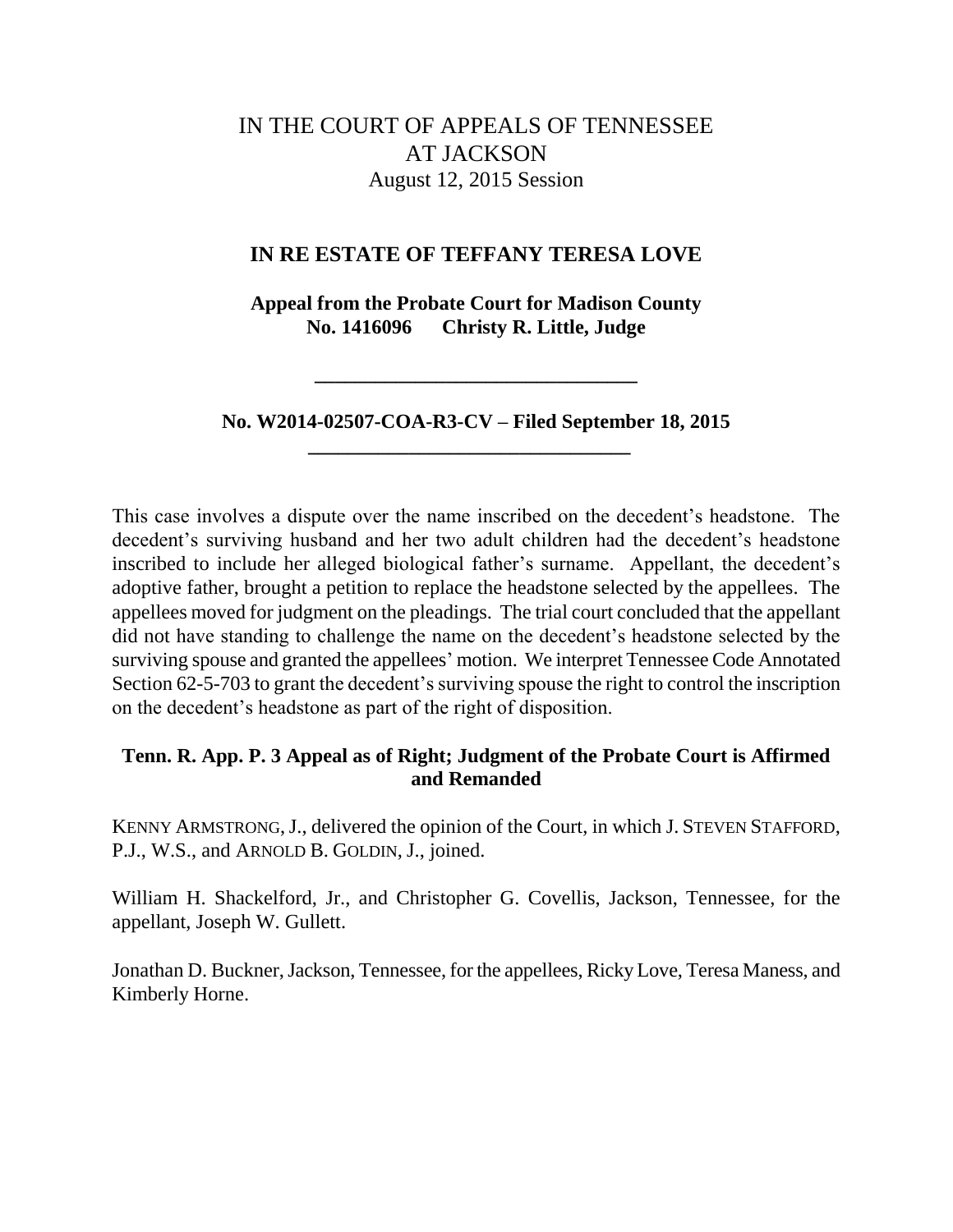# IN THE COURT OF APPEALS OF TENNESSEE AT JACKSON

August 12, 2015 Session

## IN RE ESTATE OF TEFFANY TERESA LOVE

**Appeal from the Probate Court for Madison County**
**No. 1416096 Christy R. Little, Judge**

---

**No. W2014-02507-COA-R3-CV – Filed September 18, 2015**

---

This case involves a dispute over the name inscribed on the decedent's headstone. The decedent's surviving husband and her two adult children had the decedent's headstone inscribed to include her alleged biological father's surname. Appellant, the decedent's adoptive father, brought a petition to replace the headstone selected by the appellees. The appellees moved for judgment on the pleadings. The trial court concluded that the appellant did not have standing to challenge the name on the decedent's headstone selected by the surviving spouse and granted the appellees' motion. We interpret Tennessee Code Annotated Section 62-5-703 to grant the decedent's surviving spouse the right to control the inscription on the decedent's headstone as part of the right of disposition.

**Tenn. R. App. P. 3 Appeal as of Right; Judgment of the Probate Court is Affirmed and Remanded**

KENNY ARMSTRONG, J., delivered the opinion of the Court, in which J. STEVEN STAFFORD, P.J., W.S., and ARNOLD B. GOLDIN, J., joined.

William H. Shackelford, Jr., and Christopher G. Covellis, Jackson, Tennessee, for the appellant, Joseph W. Gullett.

Jonathan D. Buckner, Jackson, Tennessee, for the appellees, Ricky Love, Teresa Maness, and Kimberly Horne.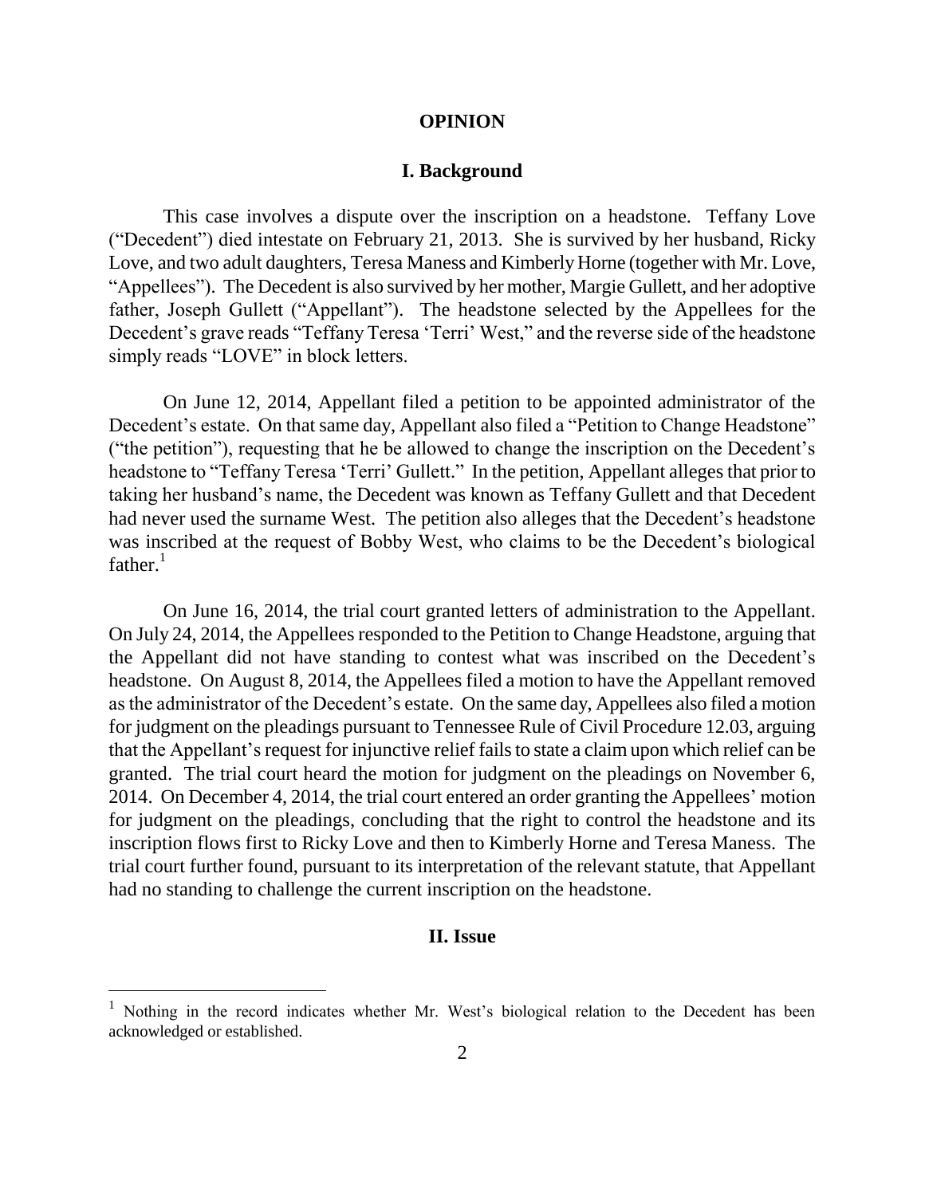## OPINION

### I. Background

This case involves a dispute over the inscription on a headstone. Teffany Love ("Decedent") died intestate on February 21, 2013. She is survived by her husband, Ricky Love, and two adult daughters, Teresa Maness and Kimberly Horne (together with Mr. Love, "Appellees"). The Decedent is also survived by her mother, Margie Gullett, and her adoptive father, Joseph Gullett ("Appellant"). The headstone selected by the Appellees for the Decedent's grave reads "Teffany Teresa 'Terri' West," and the reverse side of the headstone simply reads "LOVE" in block letters.

On June 12, 2014, Appellant filed a petition to be appointed administrator of the Decedent's estate. On that same day, Appellant also filed a "Petition to Change Headstone" ("the petition"), requesting that he be allowed to change the inscription on the Decedent's headstone to "Teffany Teresa 'Terri' Gullett." In the petition, Appellant alleges that prior to taking her husband's name, the Decedent was known as Teffany Gullett and that Decedent had never used the surname West. The petition also alleges that the Decedent's headstone was inscribed at the request of Bobby West, who claims to be the Decedent's biological father.[1]

On June 16, 2014, the trial court granted letters of administration to the Appellant. On July 24, 2014, the Appellees responded to the Petition to Change Headstone, arguing that the Appellant did not have standing to contest what was inscribed on the Decedent's headstone. On August 8, 2014, the Appellees filed a motion to have the Appellant removed as the administrator of the Decedent's estate. On the same day, Appellees also filed a motion for judgment on the pleadings pursuant to Tennessee Rule of Civil Procedure 12.03, arguing that the Appellant's request for injunctive relief fails to state a claim upon which relief can be granted. The trial court heard the motion for judgment on the pleadings on November 6, 2014. On December 4, 2014, the trial court entered an order granting the Appellees' motion for judgment on the pleadings, concluding that the right to control the headstone and its inscription flows first to Ricky Love and then to Kimberly Horne and Teresa Maness. The trial court further found, pursuant to its interpretation of the relevant statute, that Appellant had no standing to challenge the current inscription on the headstone.

### II. Issue

[1] Nothing in the record indicates whether Mr. West's biological relation to the Decedent has been acknowledged or established.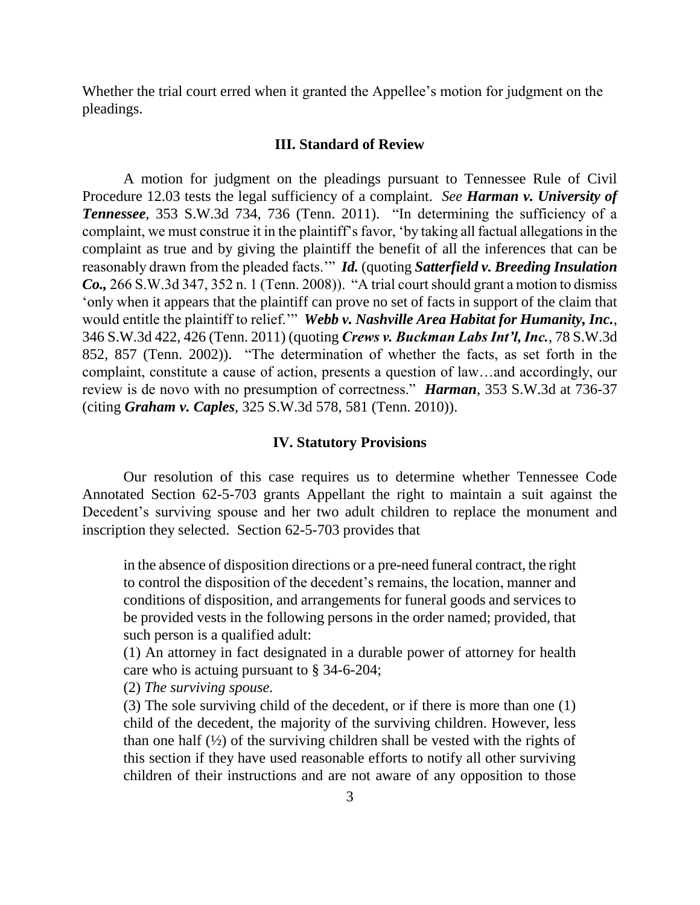Whether the trial court erred when it granted the Appellee's motion for judgment on the pleadings.

### III. Standard of Review

A motion for judgment on the pleadings pursuant to Tennessee Rule of Civil Procedure 12.03 tests the legal sufficiency of a complaint. *See* ***Harman v. University of Tennessee***, 353 S.W.3d 734, 736 (Tenn. 2011). "In determining the sufficiency of a complaint, we must construe it in the plaintiff's favor, 'by taking all factual allegations in the complaint as true and by giving the plaintiff the benefit of all the inferences that can be reasonably drawn from the pleaded facts.'" ***Id.*** (quoting ***Satterfield v. Breeding Insulation Co.,*** 266 S.W.3d 347, 352 n. 1 (Tenn. 2008)). "A trial court should grant a motion to dismiss 'only when it appears that the plaintiff can prove no set of facts in support of the claim that would entitle the plaintiff to relief.'" ***Webb v. Nashville Area Habitat for Humanity, Inc.***, 346 S.W.3d 422, 426 (Tenn. 2011) (quoting ***Crews v. Buckman Labs Int'l, Inc.***, 78 S.W.3d 852, 857 (Tenn. 2002)). "The determination of whether the facts, as set forth in the complaint, constitute a cause of action, presents a question of law…and accordingly, our review is de novo with no presumption of correctness." ***Harman***, 353 S.W.3d at 736-37 (citing ***Graham v. Caples***, 325 S.W.3d 578, 581 (Tenn. 2010)).

### IV. Statutory Provisions

Our resolution of this case requires us to determine whether Tennessee Code Annotated Section 62-5-703 grants Appellant the right to maintain a suit against the Decedent's surviving spouse and her two adult children to replace the monument and inscription they selected. Section 62-5-703 provides that

> in the absence of disposition directions or a pre-need funeral contract, the right to control the disposition of the decedent's remains, the location, manner and conditions of disposition, and arrangements for funeral goods and services to be provided vests in the following persons in the order named; provided, that such person is a qualified adult:
>
> (1) An attorney in fact designated in a durable power of attorney for health care who is actuing pursuant to § 34-6-204;
>
> (2) *The surviving spouse.*
>
> (3) The sole surviving child of the decedent, or if there is more than one (1) child of the decedent, the majority of the surviving children. However, less than one half (½) of the surviving children shall be vested with the rights of this section if they have used reasonable efforts to notify all other surviving children of their instructions and are not aware of any opposition to those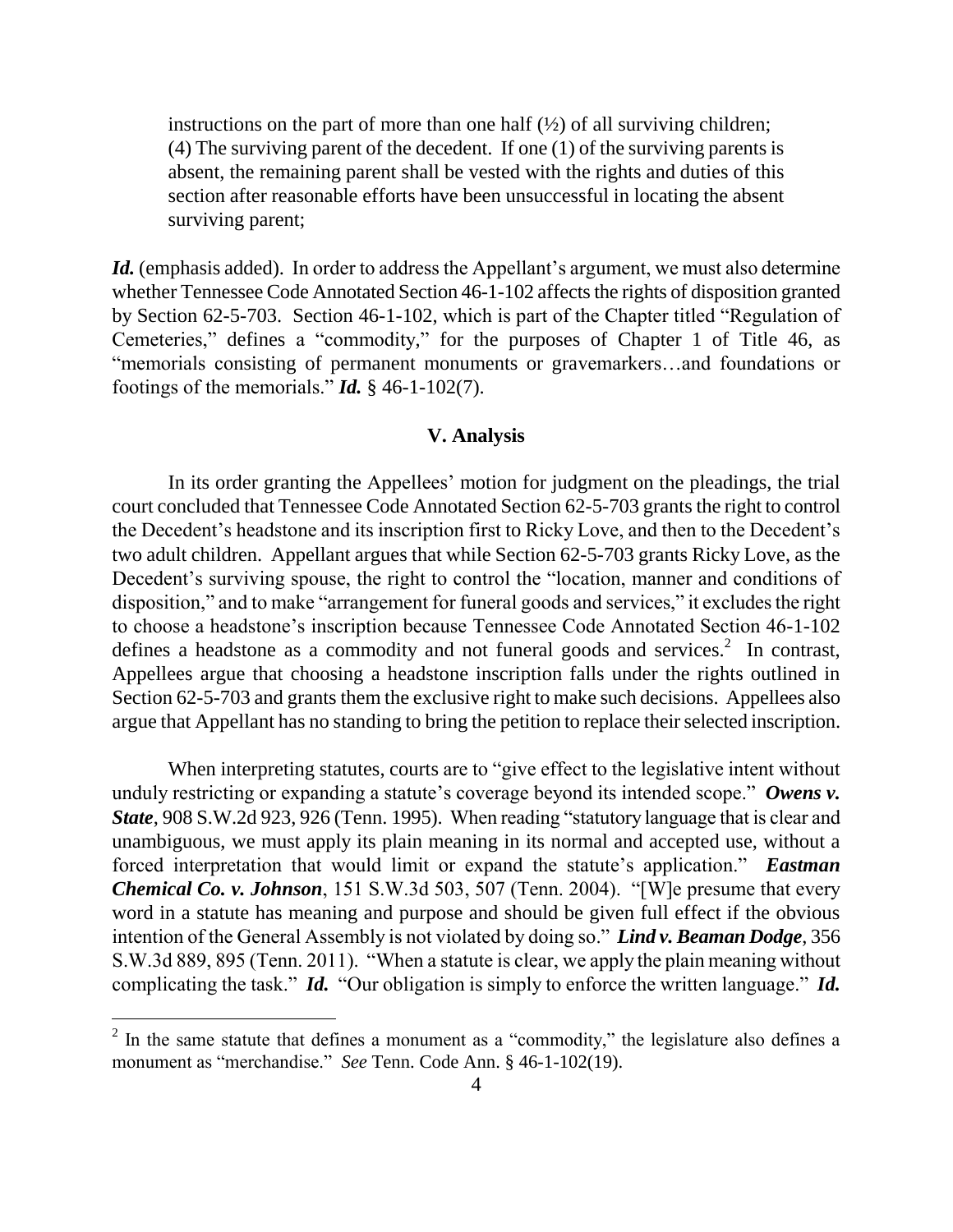> instructions on the part of more than one half (½) of all surviving children;
> (4) The surviving parent of the decedent. If one (1) of the surviving parents is absent, the remaining parent shall be vested with the rights and duties of this section after reasonable efforts have been unsuccessful in locating the absent surviving parent;

***Id.*** (emphasis added). In order to address the Appellant's argument, we must also determine whether Tennessee Code Annotated Section 46-1-102 affects the rights of disposition granted by Section 62-5-703. Section 46-1-102, which is part of the Chapter titled "Regulation of Cemeteries," defines a "commodity," for the purposes of Chapter 1 of Title 46, as "memorials consisting of permanent monuments or gravemarkers…and foundations or footings of the memorials." ***Id.*** § 46-1-102(7).

## V. Analysis

In its order granting the Appellees' motion for judgment on the pleadings, the trial court concluded that Tennessee Code Annotated Section 62-5-703 grants the right to control the Decedent's headstone and its inscription first to Ricky Love, and then to the Decedent's two adult children. Appellant argues that while Section 62-5-703 grants Ricky Love, as the Decedent's surviving spouse, the right to control the "location, manner and conditions of disposition," and to make "arrangement for funeral goods and services," it excludes the right to choose a headstone's inscription because Tennessee Code Annotated Section 46-1-102 defines a headstone as a commodity and not funeral goods and services.[2] In contrast, Appellees argue that choosing a headstone inscription falls under the rights outlined in Section 62-5-703 and grants them the exclusive right to make such decisions. Appellees also argue that Appellant has no standing to bring the petition to replace their selected inscription.

When interpreting statutes, courts are to "give effect to the legislative intent without unduly restricting or expanding a statute's coverage beyond its intended scope." ***Owens v. State***, 908 S.W.2d 923, 926 (Tenn. 1995). When reading "statutory language that is clear and unambiguous, we must apply its plain meaning in its normal and accepted use, without a forced interpretation that would limit or expand the statute's application." ***Eastman Chemical Co. v. Johnson***, 151 S.W.3d 503, 507 (Tenn. 2004). "[W]e presume that every word in a statute has meaning and purpose and should be given full effect if the obvious intention of the General Assembly is not violated by doing so." ***Lind v. Beaman Dodge***, 356 S.W.3d 889, 895 (Tenn. 2011). "When a statute is clear, we apply the plain meaning without complicating the task." ***Id.*** "Our obligation is simply to enforce the written language." ***Id.***

---

[2] In the same statute that defines a monument as a "commodity," the legislature also defines a monument as "merchandise." *See* Tenn. Code Ann. § 46-1-102(19).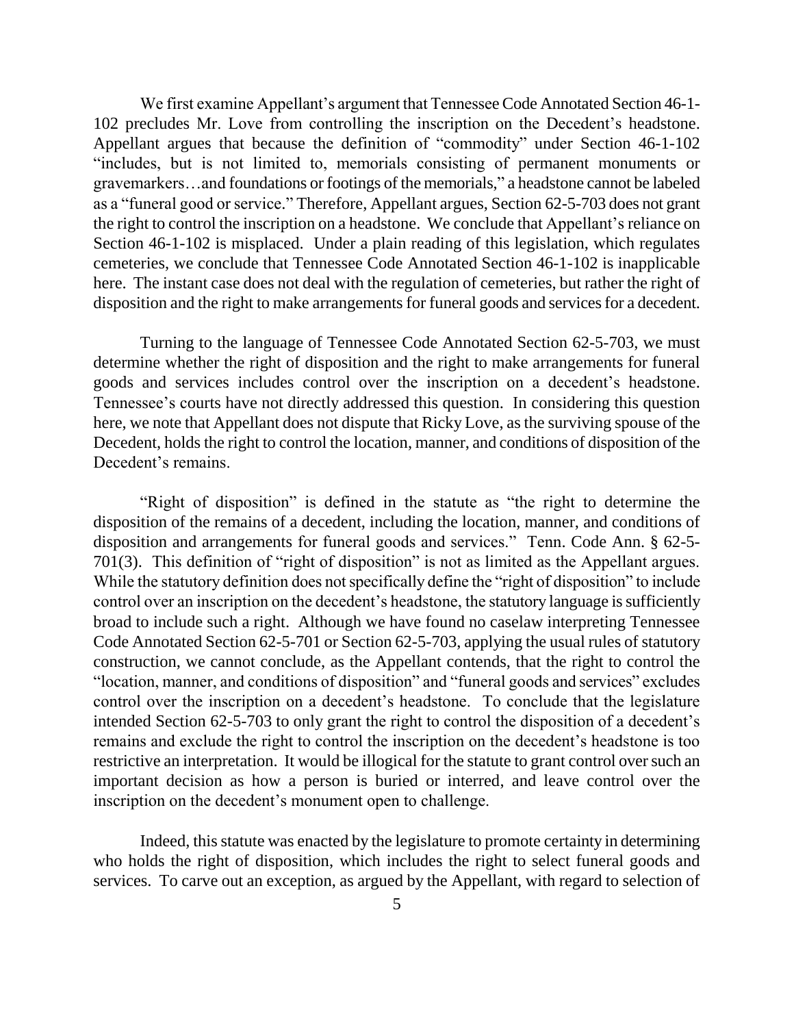We first examine Appellant's argument that Tennessee Code Annotated Section 46-1-102 precludes Mr. Love from controlling the inscription on the Decedent's headstone. Appellant argues that because the definition of "commodity" under Section 46-1-102 "includes, but is not limited to, memorials consisting of permanent monuments or gravemarkers…and foundations or footings of the memorials," a headstone cannot be labeled as a "funeral good or service." Therefore, Appellant argues, Section 62-5-703 does not grant the right to control the inscription on a headstone. We conclude that Appellant's reliance on Section 46-1-102 is misplaced. Under a plain reading of this legislation, which regulates cemeteries, we conclude that Tennessee Code Annotated Section 46-1-102 is inapplicable here. The instant case does not deal with the regulation of cemeteries, but rather the right of disposition and the right to make arrangements for funeral goods and services for a decedent.

Turning to the language of Tennessee Code Annotated Section 62-5-703, we must determine whether the right of disposition and the right to make arrangements for funeral goods and services includes control over the inscription on a decedent's headstone. Tennessee's courts have not directly addressed this question. In considering this question here, we note that Appellant does not dispute that Ricky Love, as the surviving spouse of the Decedent, holds the right to control the location, manner, and conditions of disposition of the Decedent's remains.

"Right of disposition" is defined in the statute as "the right to determine the disposition of the remains of a decedent, including the location, manner, and conditions of disposition and arrangements for funeral goods and services." Tenn. Code Ann. § 62-5-701(3). This definition of "right of disposition" is not as limited as the Appellant argues. While the statutory definition does not specifically define the "right of disposition" to include control over an inscription on the decedent's headstone, the statutory language is sufficiently broad to include such a right. Although we have found no caselaw interpreting Tennessee Code Annotated Section 62-5-701 or Section 62-5-703, applying the usual rules of statutory construction, we cannot conclude, as the Appellant contends, that the right to control the "location, manner, and conditions of disposition" and "funeral goods and services" excludes control over the inscription on a decedent's headstone. To conclude that the legislature intended Section 62-5-703 to only grant the right to control the disposition of a decedent's remains and exclude the right to control the inscription on the decedent's headstone is too restrictive an interpretation. It would be illogical for the statute to grant control over such an important decision as how a person is buried or interred, and leave control over the inscription on the decedent's monument open to challenge.

Indeed, this statute was enacted by the legislature to promote certainty in determining who holds the right of disposition, which includes the right to select funeral goods and services. To carve out an exception, as argued by the Appellant, with regard to selection of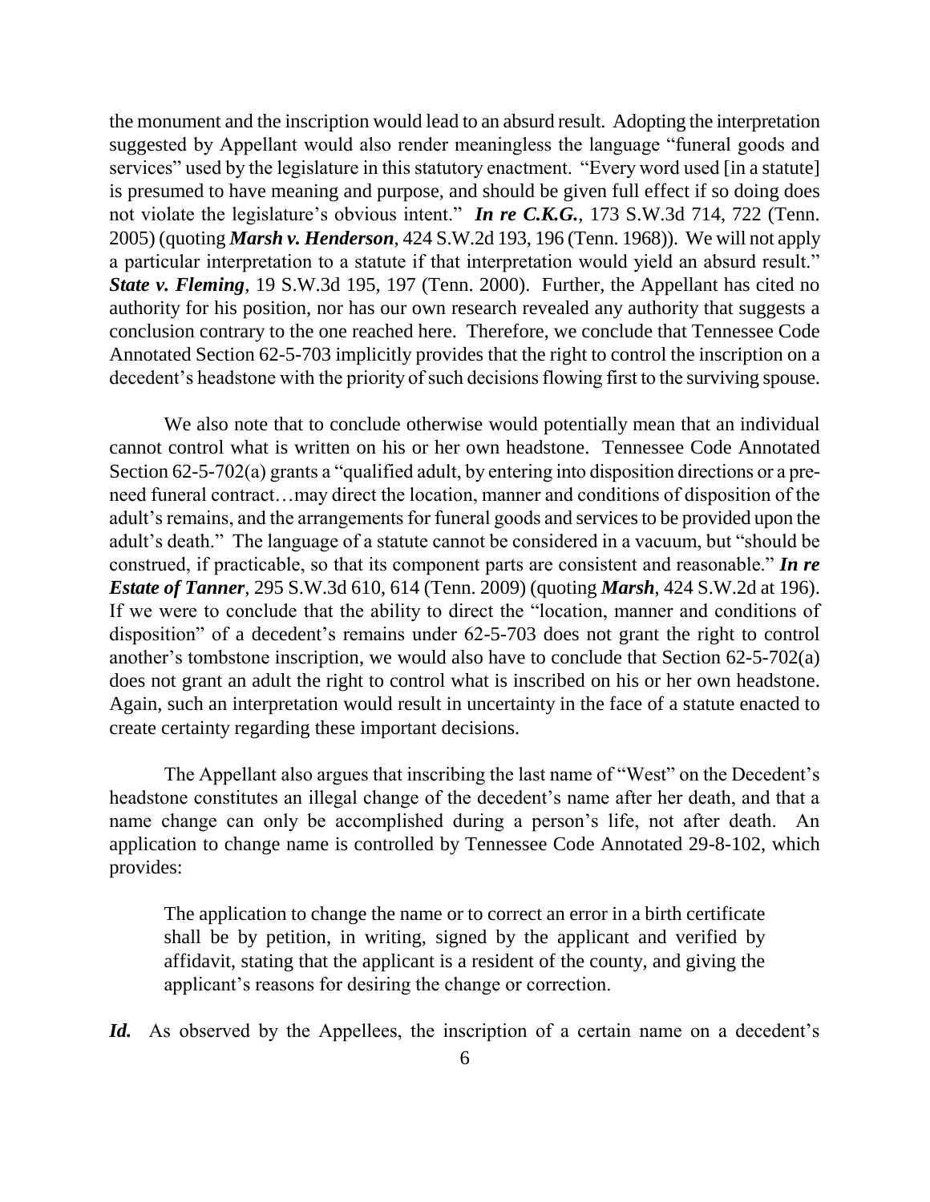the monument and the inscription would lead to an absurd result. Adopting the interpretation suggested by Appellant would also render meaningless the language "funeral goods and services" used by the legislature in this statutory enactment. "Every word used [in a statute] is presumed to have meaning and purpose, and should be given full effect if so doing does not violate the legislature's obvious intent." ***In re C.K.G.***, 173 S.W.3d 714, 722 (Tenn. 2005) (quoting ***Marsh v. Henderson***, 424 S.W.2d 193, 196 (Tenn. 1968)). We will not apply a particular interpretation to a statute if that interpretation would yield an absurd result." ***State v. Fleming***, 19 S.W.3d 195, 197 (Tenn. 2000). Further, the Appellant has cited no authority for his position, nor has our own research revealed any authority that suggests a conclusion contrary to the one reached here. Therefore, we conclude that Tennessee Code Annotated Section 62-5-703 implicitly provides that the right to control the inscription on a decedent's headstone with the priority of such decisions flowing first to the surviving spouse.

We also note that to conclude otherwise would potentially mean that an individual cannot control what is written on his or her own headstone. Tennessee Code Annotated Section 62-5-702(a) grants a "qualified adult, by entering into disposition directions or a pre-need funeral contract…may direct the location, manner and conditions of disposition of the adult's remains, and the arrangements for funeral goods and services to be provided upon the adult's death." The language of a statute cannot be considered in a vacuum, but "should be construed, if practicable, so that its component parts are consistent and reasonable." ***In re Estate of Tanner***, 295 S.W.3d 610, 614 (Tenn. 2009) (quoting ***Marsh***, 424 S.W.2d at 196). If we were to conclude that the ability to direct the "location, manner and conditions of disposition" of a decedent's remains under 62-5-703 does not grant the right to control another's tombstone inscription, we would also have to conclude that Section 62-5-702(a) does not grant an adult the right to control what is inscribed on his or her own headstone. Again, such an interpretation would result in uncertainty in the face of a statute enacted to create certainty regarding these important decisions.

The Appellant also argues that inscribing the last name of "West" on the Decedent's headstone constitutes an illegal change of the decedent's name after her death, and that a name change can only be accomplished during a person's life, not after death. An application to change name is controlled by Tennessee Code Annotated 29-8-102, which provides:

> The application to change the name or to correct an error in a birth certificate shall be by petition, in writing, signed by the applicant and verified by affidavit, stating that the applicant is a resident of the county, and giving the applicant's reasons for desiring the change or correction.

***Id.*** As observed by the Appellees, the inscription of a certain name on a decedent's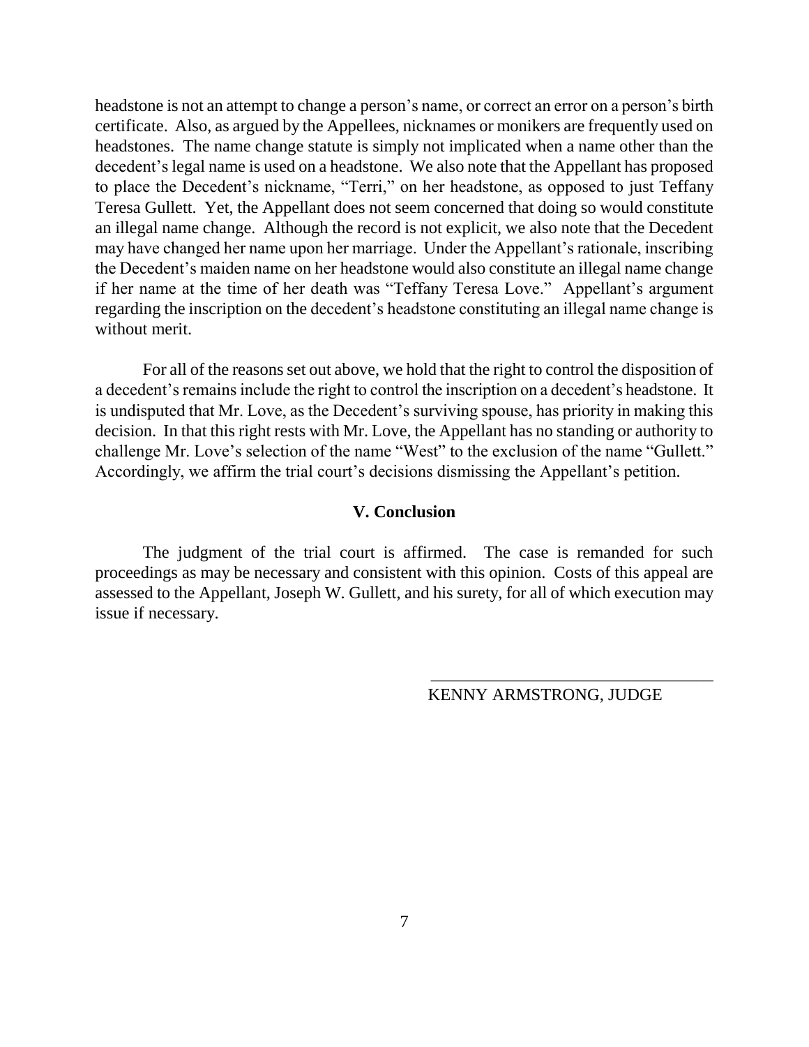headstone is not an attempt to change a person's name, or correct an error on a person's birth certificate. Also, as argued by the Appellees, nicknames or monikers are frequently used on headstones. The name change statute is simply not implicated when a name other than the decedent's legal name is used on a headstone. We also note that the Appellant has proposed to place the Decedent's nickname, "Terri," on her headstone, as opposed to just Teffany Teresa Gullett. Yet, the Appellant does not seem concerned that doing so would constitute an illegal name change. Although the record is not explicit, we also note that the Decedent may have changed her name upon her marriage. Under the Appellant's rationale, inscribing the Decedent's maiden name on her headstone would also constitute an illegal name change if her name at the time of her death was "Teffany Teresa Love." Appellant's argument regarding the inscription on the decedent's headstone constituting an illegal name change is without merit.

For all of the reasons set out above, we hold that the right to control the disposition of a decedent's remains include the right to control the inscription on a decedent's headstone. It is undisputed that Mr. Love, as the Decedent's surviving spouse, has priority in making this decision. In that this right rests with Mr. Love, the Appellant has no standing or authority to challenge Mr. Love's selection of the name "West" to the exclusion of the name "Gullett." Accordingly, we affirm the trial court's decisions dismissing the Appellant's petition.

## V. Conclusion

The judgment of the trial court is affirmed. The case is remanded for such proceedings as may be necessary and consistent with this opinion. Costs of this appeal are assessed to the Appellant, Joseph W. Gullett, and his surety, for all of which execution may issue if necessary.

KENNY ARMSTRONG, JUDGE